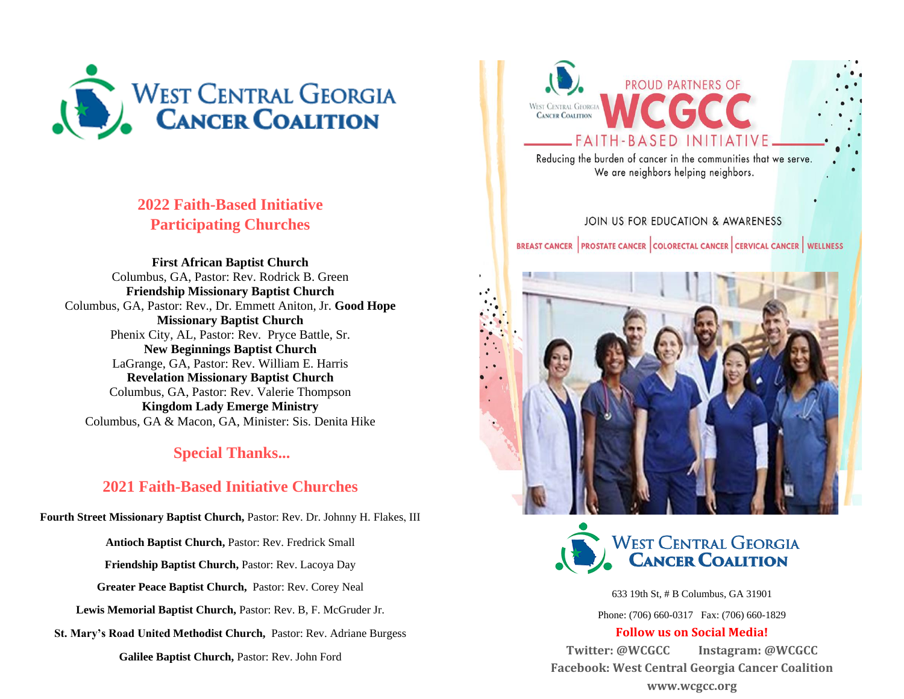# West Central Georgia Cancer Coalition

## 2022 Faith-Based Initiative Participating Churches

**First African Baptist Church**
Columbus, GA, Pastor: Rev. Rodrick B. Green

**Friendship Missionary Baptist Church**
Columbus, GA, Pastor: Rev., Dr. Emmett Aniton, Jr.

**Good Hope Missionary Baptist Church**
Phenix City, AL, Pastor: Rev. Pryce Battle, Sr.

**New Beginnings Baptist Church**
LaGrange, GA, Pastor: Rev. William E. Harris

**Revelation Missionary Baptist Church**
Columbus, GA, Pastor: Rev. Valerie Thompson

**Kingdom Lady Emerge Ministry**
Columbus, GA & Macon, GA, Minister: Sis. Denita Hike

## Special Thanks...

## 2021 Faith-Based Initiative Churches

**Fourth Street Missionary Baptist Church,** Pastor: Rev. Dr. Johnny H. Flakes, III

**Antioch Baptist Church,** Pastor: Rev. Fredrick Small

**Friendship Baptist Church,** Pastor: Rev. Lacoya Day

**Greater Peace Baptist Church,** Pastor: Rev. Corey Neal

**Lewis Memorial Baptist Church,** Pastor: Rev. B, F. McGruder Jr.

**St. Mary's Road United Methodist Church,** Pastor: Rev. Adriane Burgess

**Galilee Baptist Church,** Pastor: Rev. John Ford

---

West Central Georgia Cancer Coalition

PROUD PARTNERS OF

# WCGCC

FAITH-BASED INITIATIVE

Reducing the burden of cancer in the communities that we serve.
We are neighbors helping neighbors.

JOIN US FOR EDUCATION & AWARENESS

BREAST CANCER | PROSTATE CANCER | COLORECTAL CANCER | CERVICAL CANCER | WELLNESS

West Central Georgia Cancer Coalition

633 19th St, # B Columbus, GA 31901

Phone: (706) 660-0317 Fax: (706) 660-1829

**Follow us on Social Media!**

**Twitter: @WCGCC** **Instagram: @WCGCC**

**Facebook: West Central Georgia Cancer Coalition**

**www.wcgcc.org**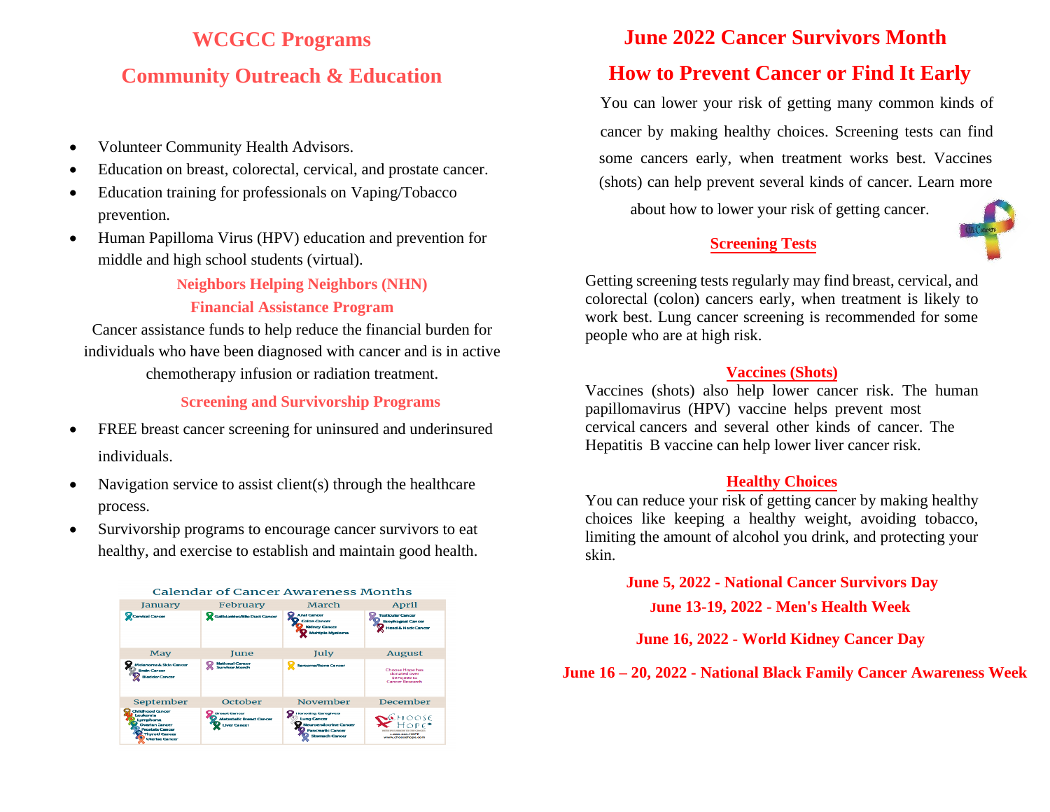## WCGCC Programs

## Community Outreach & Education

- Volunteer Community Health Advisors.
- Education on breast, colorectal, cervical, and prostate cancer.
- Education training for professionals on Vaping/Tobacco prevention.
- Human Papilloma Virus (HPV) education and prevention for middle and high school students (virtual).

### Neighbors Helping Neighbors (NHN) Financial Assistance Program

Cancer assistance funds to help reduce the financial burden for individuals who have been diagnosed with cancer and is in active chemotherapy infusion or radiation treatment.

### Screening and Survivorship Programs

- FREE breast cancer screening for uninsured and underinsured individuals.
- Navigation service to assist client(s) through the healthcare process.
- Survivorship programs to encourage cancer survivors to eat healthy, and exercise to establish and maintain good health.

**Calendar of Cancer Awareness Months**

| January | February | March | April |
|---|---|---|---|
| Cervical Cancer | Gallbladder/Bile Duct Cancer | Anal Cancer, Colon Cancer, Kidney Cancer, Multiple Myeloma | Testicular Cancer, Esophageal Cancer, Head & Neck Cancer |
| **May** | **June** | **July** | **August** |
| Melanoma & Skin Cancer, Brain Cancer, Bladder Cancer | National Cancer Survivor Month | Sarcoma/Bone Cancer | Choose Hope has donated over $970,000 to Cancer Research |
| **September** | **October** | **November** | **December** |
| Childhood Cancer, Leukemia, Lymphoma, Ovarian Cancer, Prostate Cancer, Thyroid Cancer, Uterine Cancer | Breast Cancer, Metastatic Breast Cancer, Liver Cancer | Honoring Caregivers, Lung Cancer, Neuroendocrine Cancer, Pancreatic Cancer, Stomach Cancer | Choose Hope www.choosehope.com |

## June 2022 Cancer Survivors Month

## How to Prevent Cancer or Find It Early

You can lower your risk of getting many common kinds of cancer by making healthy choices. Screening tests can find some cancers early, when treatment works best. Vaccines (shots) can help prevent several kinds of cancer. Learn more about how to lower your risk of getting cancer.

### Screening Tests

Getting screening tests regularly may find breast, cervical, and colorectal (colon) cancers early, when treatment is likely to work best. Lung cancer screening is recommended for some people who are at high risk.

### Vaccines (Shots)

Vaccines (shots) also help lower cancer risk. The human papillomavirus (HPV) vaccine helps prevent most cervical cancers and several other kinds of cancer. The Hepatitis B vaccine can help lower liver cancer risk.

### Healthy Choices

You can reduce your risk of getting cancer by making healthy choices like keeping a healthy weight, avoiding tobacco, limiting the amount of alcohol you drink, and protecting your skin.

**June 5, 2022 - National Cancer Survivors Day**

**June 13-19, 2022 - Men's Health Week**

**June 16, 2022 - World Kidney Cancer Day**

**June 16 – 20, 2022 - National Black Family Cancer Awareness Week**